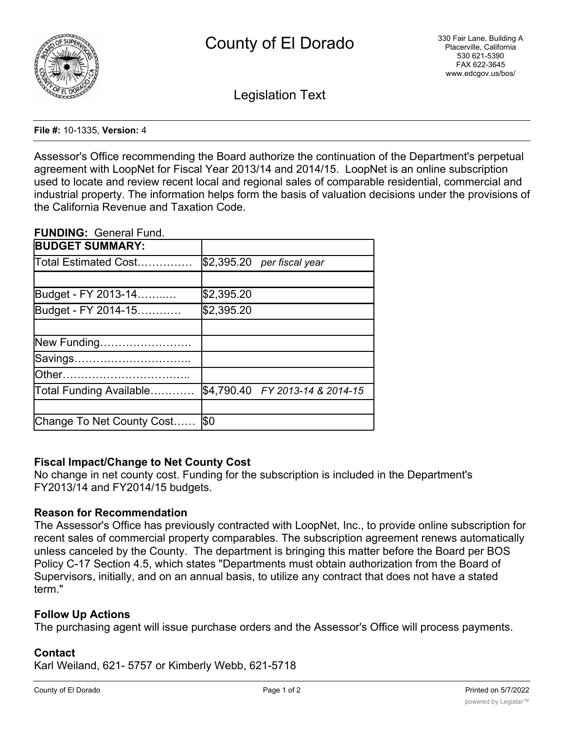# County of El Dorado

330 Fair Lane, Building A
Placerville, California
530 621-5390
FAX 622-3645
www.edcgov.us/bos/

## Legislation Text

**File #:** 10-1335, **Version:** 4

Assessor's Office recommending the Board authorize the continuation of the Department's perpetual agreement with LoopNet for Fiscal Year 2013/14 and 2014/15. LoopNet is an online subscription used to locate and review recent local and regional sales of comparable residential, commercial and industrial property. The information helps form the basis of valuation decisions under the provisions of the California Revenue and Taxation Code.

**FUNDING:** General Fund.

| **BUDGET SUMMARY:** | |
|---|---|
| Total Estimated Cost…………… | $2,395.20 *per fiscal year* |
| | |
| Budget - FY 2013-14……..… | $2,395.20 |
| Budget - FY 2014-15………… | $2,395.20 |
| | |
| New Funding……………………. | |
| Savings………………………….. | |
| Other…………………………….. | |
| Total Funding Available………… | $4,790.40 *FY 2013-14 & 2014-15* |
| | |
| Change To Net County Cost…… | $0 |

### Fiscal Impact/Change to Net County Cost

No change in net county cost. Funding for the subscription is included in the Department's FY2013/14 and FY2014/15 budgets.

### Reason for Recommendation

The Assessor's Office has previously contracted with LoopNet, Inc., to provide online subscription for recent sales of commercial property comparables. The subscription agreement renews automatically unless canceled by the County. The department is bringing this matter before the Board per BOS Policy C-17 Section 4.5, which states "Departments must obtain authorization from the Board of Supervisors, initially, and on an annual basis, to utilize any contract that does not have a stated term."

### Follow Up Actions

The purchasing agent will issue purchase orders and the Assessor's Office will process payments.

### Contact

Karl Weiland, 621- 5757 or Kimberly Webb, 621-5718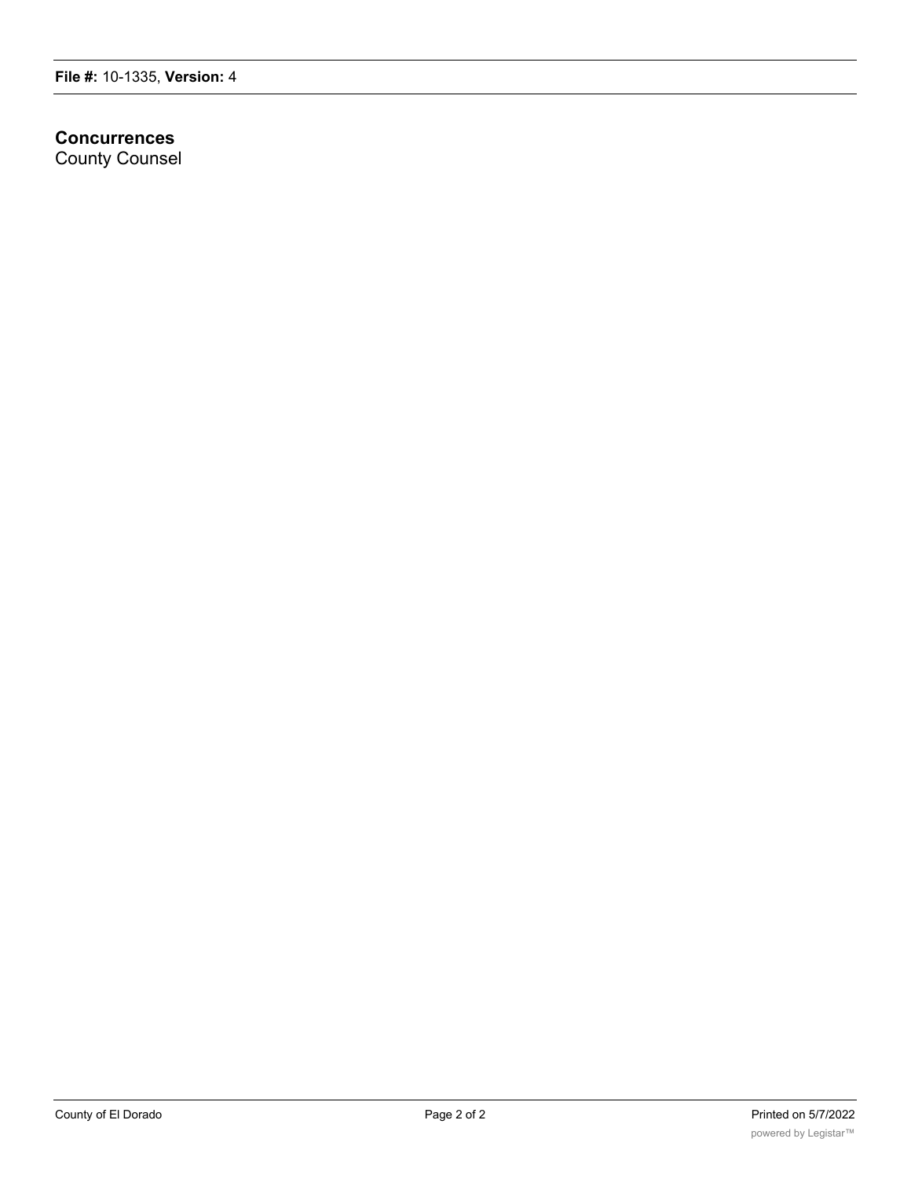**Concurrences**

County Counsel